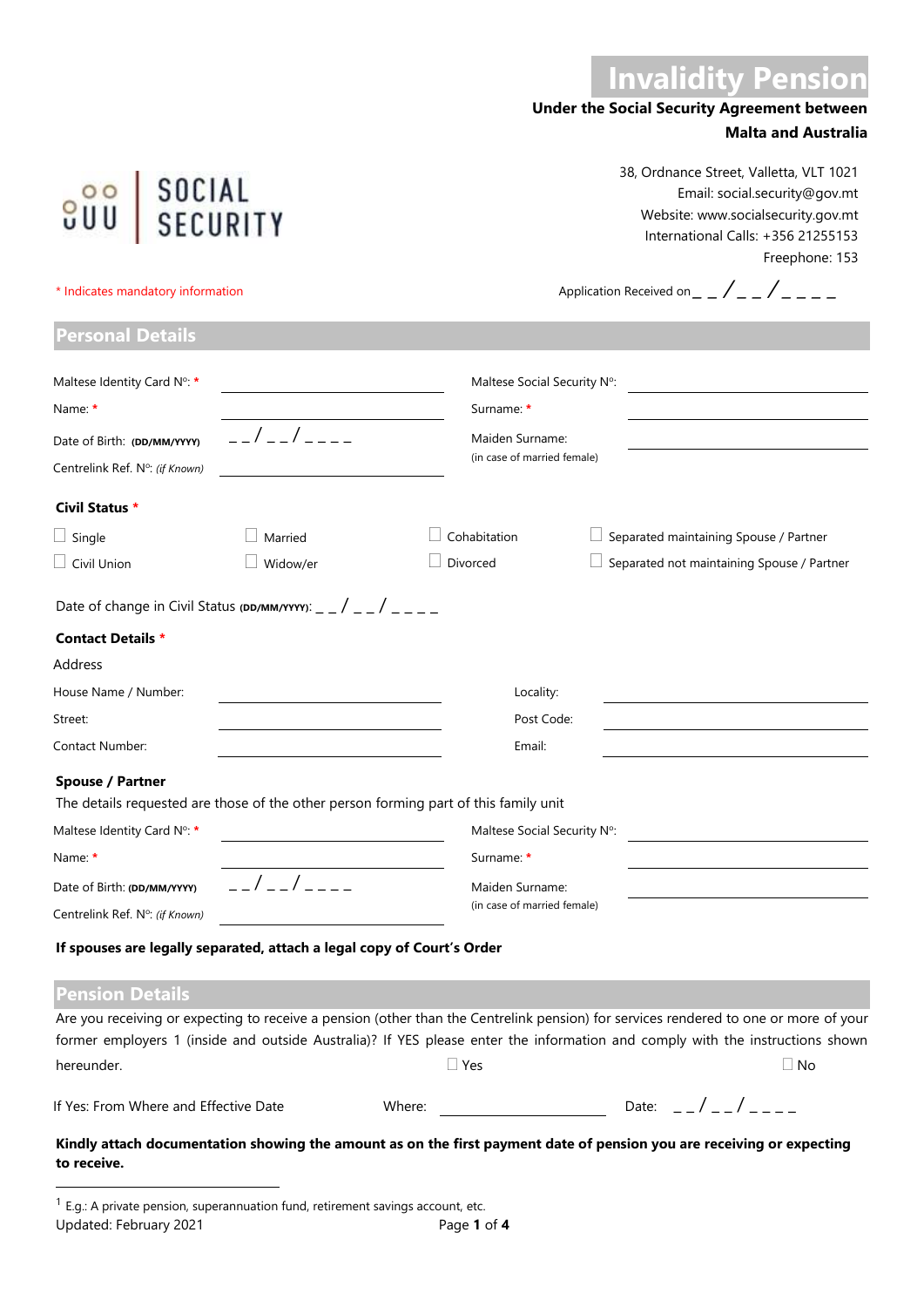# Invalidity Pension

**Under the Social Security Agreement between Malta and Australia**

SOCIAL SECURITY

38, Ordnance Street, Valletta, VLT 1021
Email: social.security@gov.mt
Website: www.socialsecurity.gov.mt
International Calls: +356 21255153
Freephone: 153

* Indicates mandatory information

Application Received on _ _ / _ _ / _ _ _ _

## Personal Details

| | | | |
|---|---|---|---|
| Maltese Identity Card Nº: * | ______________ | Maltese Social Security Nº: | ______________ |
| Name: * | ______________ | Surname: * | ______________ |
| Date of Birth: **(DD/MM/YYYY)** | _ _ / _ _ / _ _ _ _ | Maiden Surname: (in case of married female) | ______________ |
| Centrelink Ref. Nº: *(if Known)* | ______________ | | |

### Civil Status *

| | | | |
|---|---|---|---|
| ☐ Single | ☐ Married | ☐ Cohabitation | ☐ Separated maintaining Spouse / Partner |
| ☐ Civil Union | ☐ Widow/er | ☐ Divorced | ☐ Separated not maintaining Spouse / Partner |

Date of change in Civil Status **(DD/MM/YYYY)**: _ _ / _ _ / _ _ _ _

### Contact Details *

Address

| | | | |
|---|---|---|---|
| House Name / Number: | ______________ | Locality: | ______________ |
| Street: | ______________ | Post Code: | ______________ |
| Contact Number: | ______________ | Email: | ______________ |

### Spouse / Partner

The details requested are those of the other person forming part of this family unit

| | | | |
|---|---|---|---|
| Maltese Identity Card Nº: * | ______________ | Maltese Social Security Nº: | ______________ |
| Name: * | ______________ | Surname: * | ______________ |
| Date of Birth: **(DD/MM/YYYY)** | _ _ / _ _ / _ _ _ _ | Maiden Surname: (in case of married female) | ______________ |
| Centrelink Ref. Nº: *(if Known)* | ______________ | | |

**If spouses are legally separated, attach a legal copy of Court's Order**

## Pension Details

Are you receiving or expecting to receive a pension (other than the Centrelink pension) for services rendered to one or more of your former employers [1] (inside and outside Australia)? If YES please enter the information and comply with the instructions shown hereunder. ☐ Yes ☐ No

If Yes: From Where and Effective Date Where: ______________ Date: _ _ / _ _ / _ _ _ _

**Kindly attach documentation showing the amount as on the first payment date of pension you are receiving or expecting to receive.**

[1] E.g.: A private pension, superannuation fund, retirement savings account, etc.

Updated: February 2021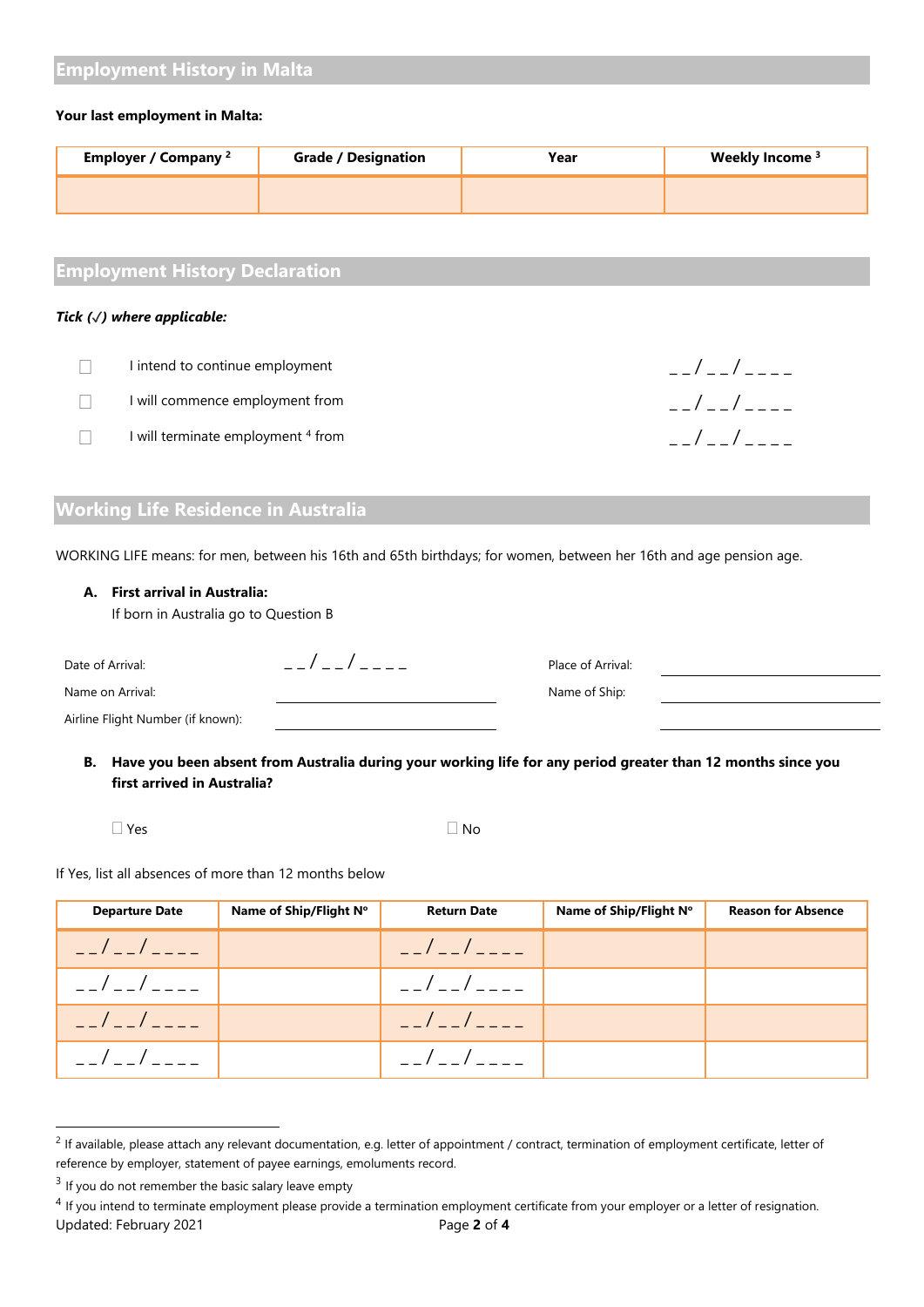## Employment History in Malta

**Your last employment in Malta:**

| Employer / Company [2] | Grade / Designation | Year | Weekly Income [3] |
|---|---|---|---|
| | | | |

## Employment History Declaration

***Tick (✓) where applicable:***

- ☐ I intend to continue employment __/__/____
- ☐ I will commence employment from __/__/____
- ☐ I will terminate employment [4] from __/__/____

## Working Life Residence in Australia

WORKING LIFE means: for men, between his 16th and 65th birthdays; for women, between her 16th and age pension age.

**A. First arrival in Australia:**
If born in Australia go to Question B

Date of Arrival: __/__/____

Place of Arrival: ____________________

Name on Arrival: ____________________

Name of Ship: ____________________

Airline Flight Number (if known): ____________________

**B. Have you been absent from Australia during your working life for any period greater than 12 months since you first arrived in Australia?**

☐ Yes ☐ No

If Yes, list all absences of more than 12 months below

| Departure Date | Name of Ship/Flight Nº | Return Date | Name of Ship/Flight Nº | Reason for Absence |
|---|---|---|---|---|
| __/__/____ | | __/__/____ | | |
| __/__/____ | | __/__/____ | | |
| __/__/____ | | __/__/____ | | |
| __/__/____ | | __/__/____ | | |

---

[2] If available, please attach any relevant documentation, e.g. letter of appointment / contract, termination of employment certificate, letter of reference by employer, statement of payee earnings, emoluments record.

[3] If you do not remember the basic salary leave empty

[4] If you intend to terminate employment please provide a termination employment certificate from your employer or a letter of resignation.

Updated: February 2021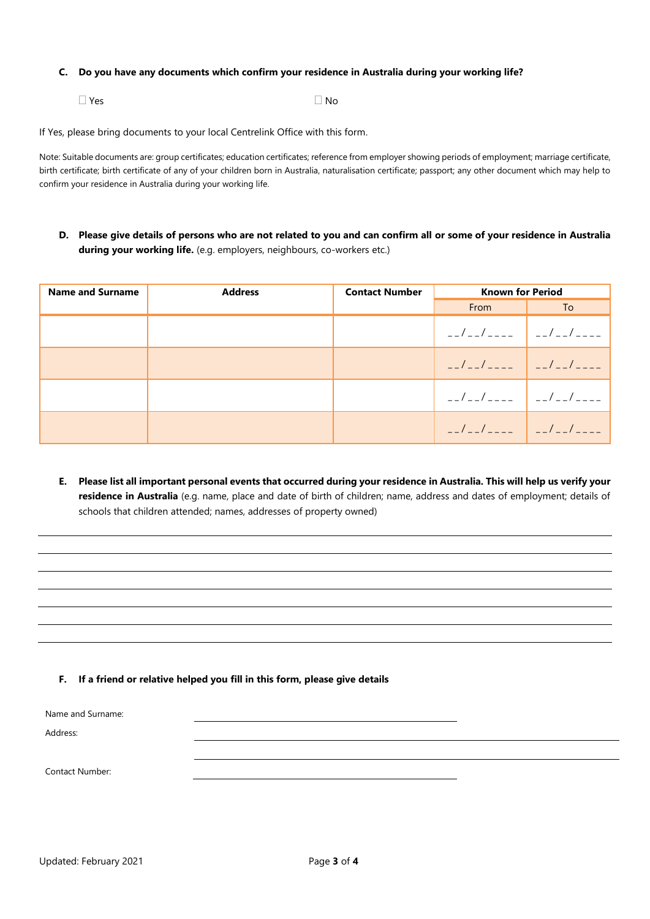**C. Do you have any documents which confirm your residence in Australia during your working life?**

☐ Yes ☐ No

If Yes, please bring documents to your local Centrelink Office with this form.

Note: Suitable documents are: group certificates; education certificates; reference from employer showing periods of employment; marriage certificate, birth certificate; birth certificate of any of your children born in Australia, naturalisation certificate; passport; any other document which may help to confirm your residence in Australia during your working life.

**D. Please give details of persons who are not related to you and can confirm all or some of your residence in Australia during your working life.** (e.g. employers, neighbours, co-workers etc.)

| Name and Surname | Address | Contact Number | Known for Period | |
|---|---|---|---|---|
| | | | From | To |
| | | | __/__/____ | __/__/____ |
| | | | __/__/____ | __/__/____ |
| | | | __/__/____ | __/__/____ |
| | | | __/__/____ | __/__/____ |

**E. Please list all important personal events that occurred during your residence in Australia. This will help us verify your residence in Australia** (e.g. name, place and date of birth of children; name, address and dates of employment; details of schools that children attended; names, addresses of property owned)

______________________________________________________________________

______________________________________________________________________

______________________________________________________________________

______________________________________________________________________

______________________________________________________________________

______________________________________________________________________

**F. If a friend or relative helped you fill in this form, please give details**

Name and Surname: ______________________________

Address: ______________________________

______________________________

Contact Number: ______________________________

Updated: February 2021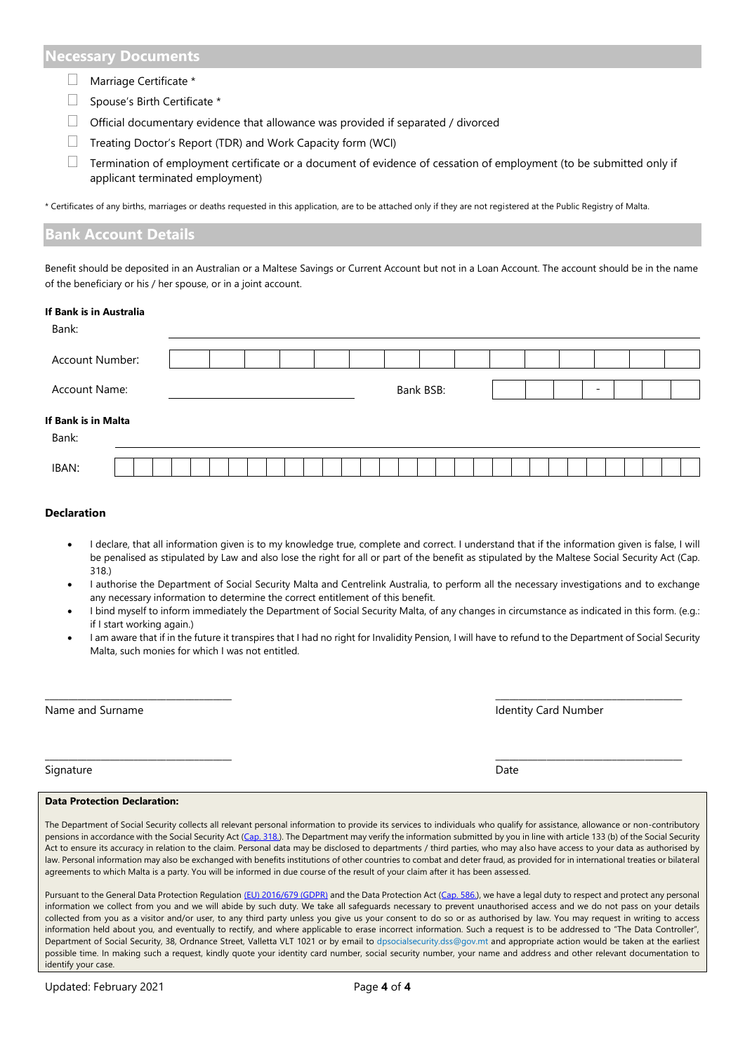## Necessary Documents

- ☐ Marriage Certificate *
- ☐ Spouse's Birth Certificate *
- ☐ Official documentary evidence that allowance was provided if separated / divorced
- ☐ Treating Doctor's Report (TDR) and Work Capacity form (WCI)
- ☐ Termination of employment certificate or a document of evidence of cessation of employment (to be submitted only if applicant terminated employment)

* Certificates of any births, marriages or deaths requested in this application, are to be attached only if they are not registered at the Public Registry of Malta.

## Bank Account Details

Benefit should be deposited in an Australian or a Maltese Savings or Current Account but not in a Loan Account. The account should be in the name of the beneficiary or his / her spouse, or in a joint account.

**If Bank is in Australia**

Bank: ____________________

Account Number: ____________________

Account Name: ____________________ Bank BSB: ___ ___ ___ - ___ ___ ___

**If Bank is in Malta**

Bank: ____________________

IBAN: ____________________

**Declaration**

- I declare, that all information given is to my knowledge true, complete and correct. I understand that if the information given is false, I will be penalised as stipulated by Law and also lose the right for all or part of the benefit as stipulated by the Maltese Social Security Act (Cap. 318.)
- I authorise the Department of Social Security Malta and Centrelink Australia, to perform all the necessary investigations and to exchange any necessary information to determine the correct entitlement of this benefit.
- I bind myself to inform immediately the Department of Social Security Malta, of any changes in circumstance as indicated in this form. (e.g.: if I start working again.)
- I am aware that if in the future it transpires that I had no right for Invalidity Pension, I will have to refund to the Department of Social Security Malta, such monies for which I was not entitled.

____________________ Name and Surname

____________________ Identity Card Number

____________________ Signature

____________________ Date

**Data Protection Declaration:**

The Department of Social Security collects all relevant personal information to provide its services to individuals who qualify for assistance, allowance or non-contributory pensions in accordance with the Social Security Act (Cap. 318.). The Department may verify the information submitted by you in line with article 133 (b) of the Social Security Act to ensure its accuracy in relation to the claim. Personal data may be disclosed to departments / third parties, who may also have access to your data as authorised by law. Personal information may also be exchanged with benefits institutions of other countries to combat and deter fraud, as provided for in international treaties or bilateral agreements to which Malta is a party. You will be informed in due course of the result of your claim after it has been assessed.

Pursuant to the General Data Protection Regulation (EU) 2016/679 (GDPR) and the Data Protection Act (Cap. 586.), we have a legal duty to respect and protect any personal information we collect from you and we will abide by such duty. We take all safeguards necessary to prevent unauthorised access and we do not pass on your details collected from you as a visitor and/or user, to any third party unless you give us your consent to do so or as authorised by law. You may request in writing to access information held about you, and eventually to rectify, and where applicable to erase incorrect information. Such a request is to be addressed to "The Data Controller", Department of Social Security, 38, Ordnance Street, Valletta VLT 1021 or by email to dpsocialsecurity.dss@gov.mt and appropriate action would be taken at the earliest possible time. In making such a request, kindly quote your identity card number, social security number, your name and address and other relevant documentation to identify your case.

Updated: February 2021